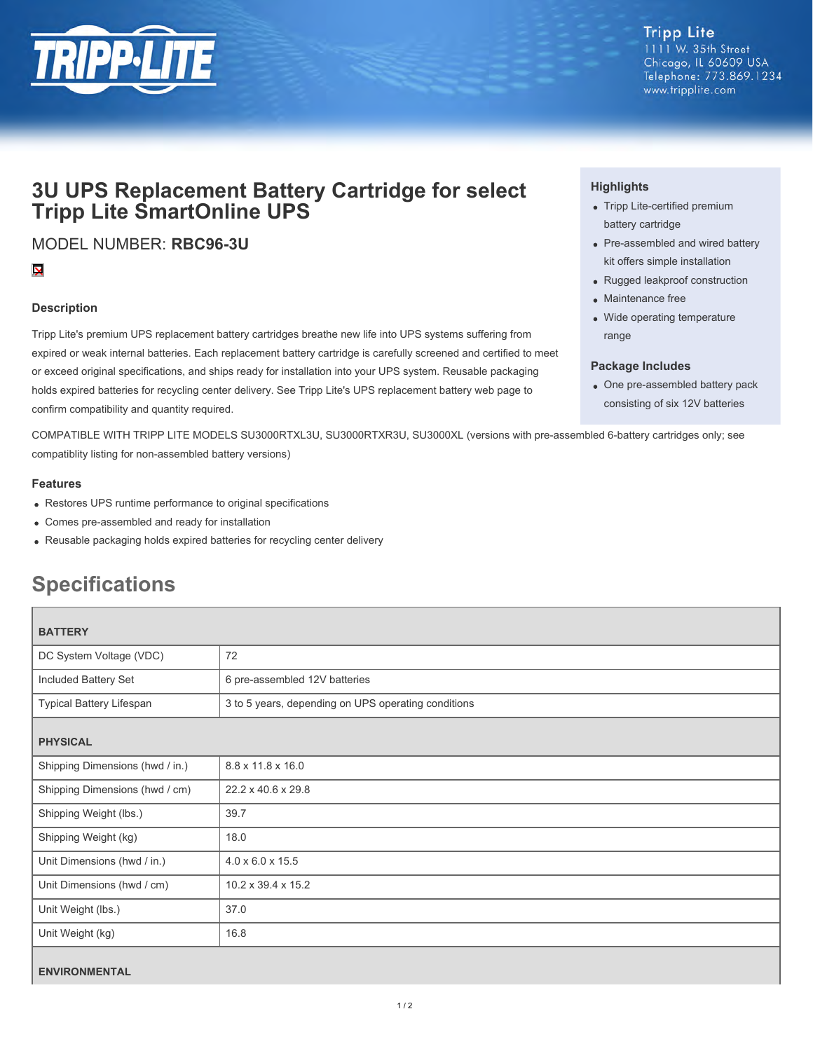Tripp Lite
1111 W. 35th Street
Chicago, IL 60609 USA
Telephone: 773.869.1234
www.tripplite.com

# 3U UPS Replacement Battery Cartridge for select Tripp Lite SmartOnline UPS

MODEL NUMBER: **RBC96-3U**

### Description

Tripp Lite's premium UPS replacement battery cartridges breathe new life into UPS systems suffering from expired or weak internal batteries. Each replacement battery cartridge is carefully screened and certified to meet or exceed original specifications, and ships ready for installation into your UPS system. Reusable packaging holds expired batteries for recycling center delivery. See Tripp Lite's UPS replacement battery web page to confirm compatibility and quantity required.

### Highlights

- Tripp Lite-certified premium battery cartridge
- Pre-assembled and wired battery kit offers simple installation
- Rugged leakproof construction
- Maintenance free
- Wide operating temperature range

### Package Includes

- One pre-assembled battery pack consisting of six 12V batteries

COMPATIBLE WITH TRIPP LITE MODELS SU3000RTXL3U, SU3000RTXR3U, SU3000XL (versions with pre-assembled 6-battery cartridges only; see compatiblity listing for non-assembled battery versions)

### Features

- Restores UPS runtime performance to original specifications
- Comes pre-assembled and ready for installation
- Reusable packaging holds expired batteries for recycling center delivery

## Specifications

| BATTERY | |
|---|---|
| DC System Voltage (VDC) | 72 |
| Included Battery Set | 6 pre-assembled 12V batteries |
| Typical Battery Lifespan | 3 to 5 years, depending on UPS operating conditions |
| **PHYSICAL** | |
| Shipping Dimensions (hwd / in.) | 8.8 x 11.8 x 16.0 |
| Shipping Dimensions (hwd / cm) | 22.2 x 40.6 x 29.8 |
| Shipping Weight (lbs.) | 39.7 |
| Shipping Weight (kg) | 18.0 |
| Unit Dimensions (hwd / in.) | 4.0 x 6.0 x 15.5 |
| Unit Dimensions (hwd / cm) | 10.2 x 39.4 x 15.2 |
| Unit Weight (lbs.) | 37.0 |
| Unit Weight (kg) | 16.8 |
| **ENVIRONMENTAL** | |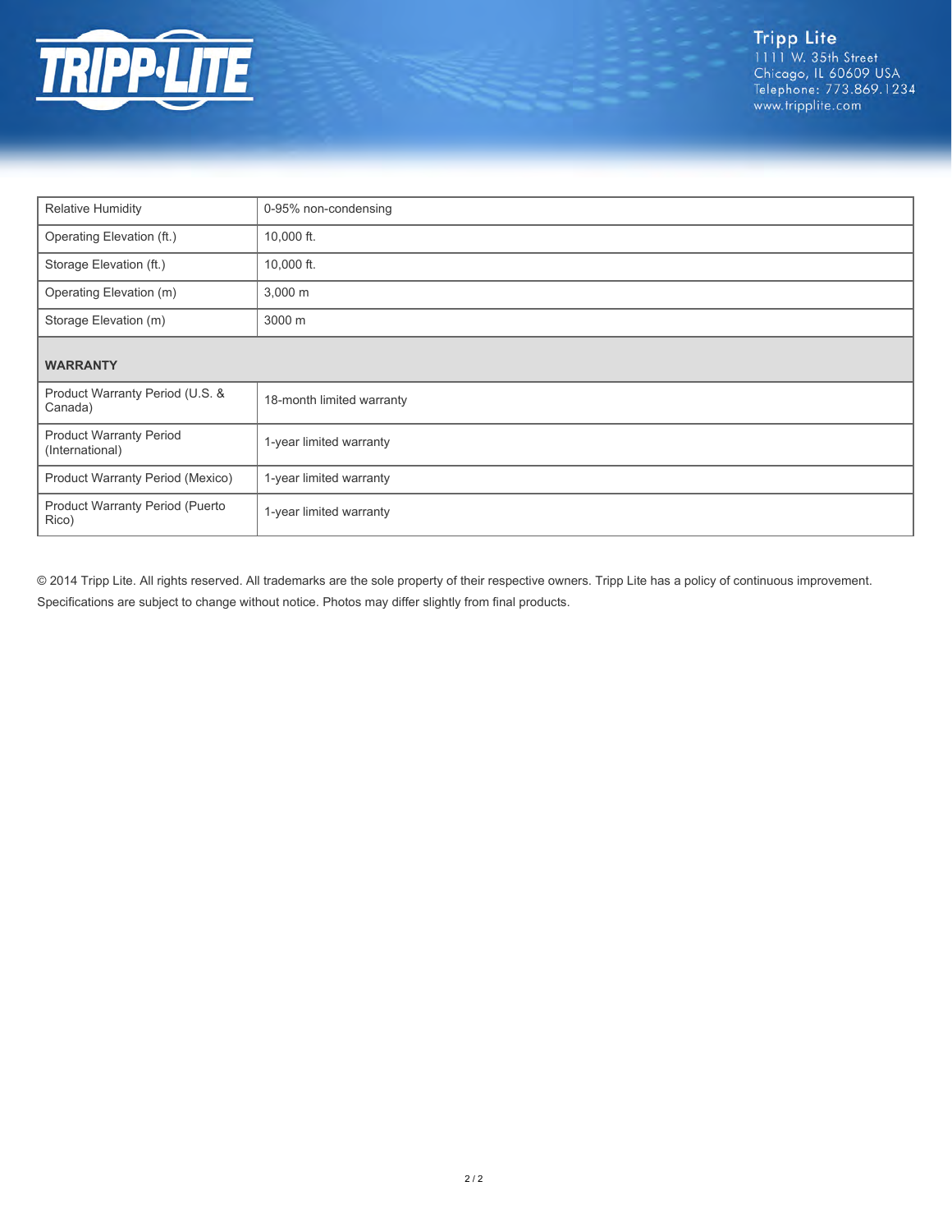| | |
| --- | --- |
| Relative Humidity | 0-95% non-condensing |
| Operating Elevation (ft.) | 10,000 ft. |
| Storage Elevation (ft.) | 10,000 ft. |
| Operating Elevation (m) | 3,000 m |
| Storage Elevation (m) | 3000 m |
| **WARRANTY** | |
| Product Warranty Period (U.S. & Canada) | 18-month limited warranty |
| Product Warranty Period (International) | 1-year limited warranty |
| Product Warranty Period (Mexico) | 1-year limited warranty |
| Product Warranty Period (Puerto Rico) | 1-year limited warranty |

© 2014 Tripp Lite. All rights reserved. All trademarks are the sole property of their respective owners. Tripp Lite has a policy of continuous improvement. Specifications are subject to change without notice. Photos may differ slightly from final products.